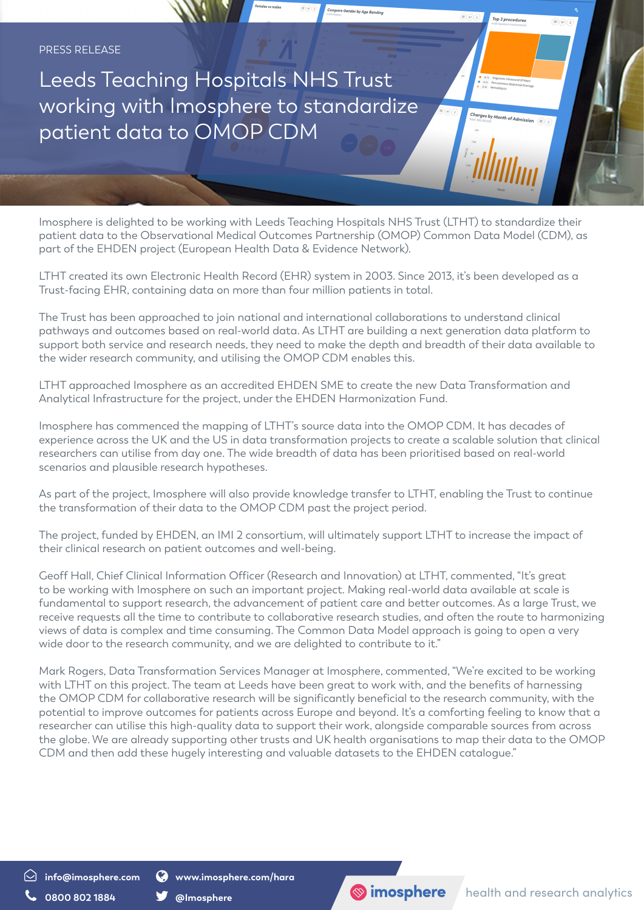PRESS RELEASE

# Leeds Teaching Hospitals NHS Trust working with Imosphere to standardize patient data to OMOP CDM

Imosphere is delighted to be working with Leeds Teaching Hospitals NHS Trust (LTHT) to standardize their patient data to the Observational Medical Outcomes Partnership (OMOP) Common Data Model (CDM), as part of the EHDEN project (European Health Data & Evidence Network).

LTHT created its own Electronic Health Record (EHR) system in 2003. Since 2013, it's been developed as a Trust-facing EHR, containing data on more than four million patients in total.

The Trust has been approached to join national and international collaborations to understand clinical pathways and outcomes based on real-world data. As LTHT are building a next generation data platform to support both service and research needs, they need to make the depth and breadth of their data available to the wider research community, and utilising the OMOP CDM enables this.

LTHT approached Imosphere as an accredited EHDEN SME to create the new Data Transformation and Analytical Infrastructure for the project, under the EHDEN Harmonization Fund.

Imosphere has commenced the mapping of LTHT's source data into the OMOP CDM. It has decades of experience across the UK and the US in data transformation projects to create a scalable solution that clinical researchers can utilise from day one. The wide breadth of data has been prioritised based on real-world scenarios and plausible research hypotheses.

As part of the project, Imosphere will also provide knowledge transfer to LTHT, enabling the Trust to continue the transformation of their data to the OMOP CDM past the project period.

The project, funded by EHDEN, an IMI 2 consortium, will ultimately support LTHT to increase the impact of their clinical research on patient outcomes and well-being.

Geoff Hall, Chief Clinical Information Officer (Research and Innovation) at LTHT, commented, "It's great to be working with Imosphere on such an important project. Making real-world data available at scale is fundamental to support research, the advancement of patient care and better outcomes. As a large Trust, we receive requests all the time to contribute to collaborative research studies, and often the route to harmonizing views of data is complex and time consuming. The Common Data Model approach is going to open a very wide door to the research community, and we are delighted to contribute to it."

Mark Rogers, Data Transformation Services Manager at Imosphere, commented, "We're excited to be working with LTHT on this project. The team at Leeds have been great to work with, and the benefits of harnessing the OMOP CDM for collaborative research will be significantly beneficial to the research community, with the potential to improve outcomes for patients across Europe and beyond. It's a comforting feeling to know that a researcher can utilise this high-quality data to support their work, alongside comparable sources from across the globe. We are already supporting other trusts and UK health organisations to map their data to the OMOP CDM and then add these hugely interesting and valuable datasets to the EHDEN catalogue."

info@imosphere.com | www.imosphere.com/hara | 0800 802 1884 | @Imosphere

imosphere health and research analytics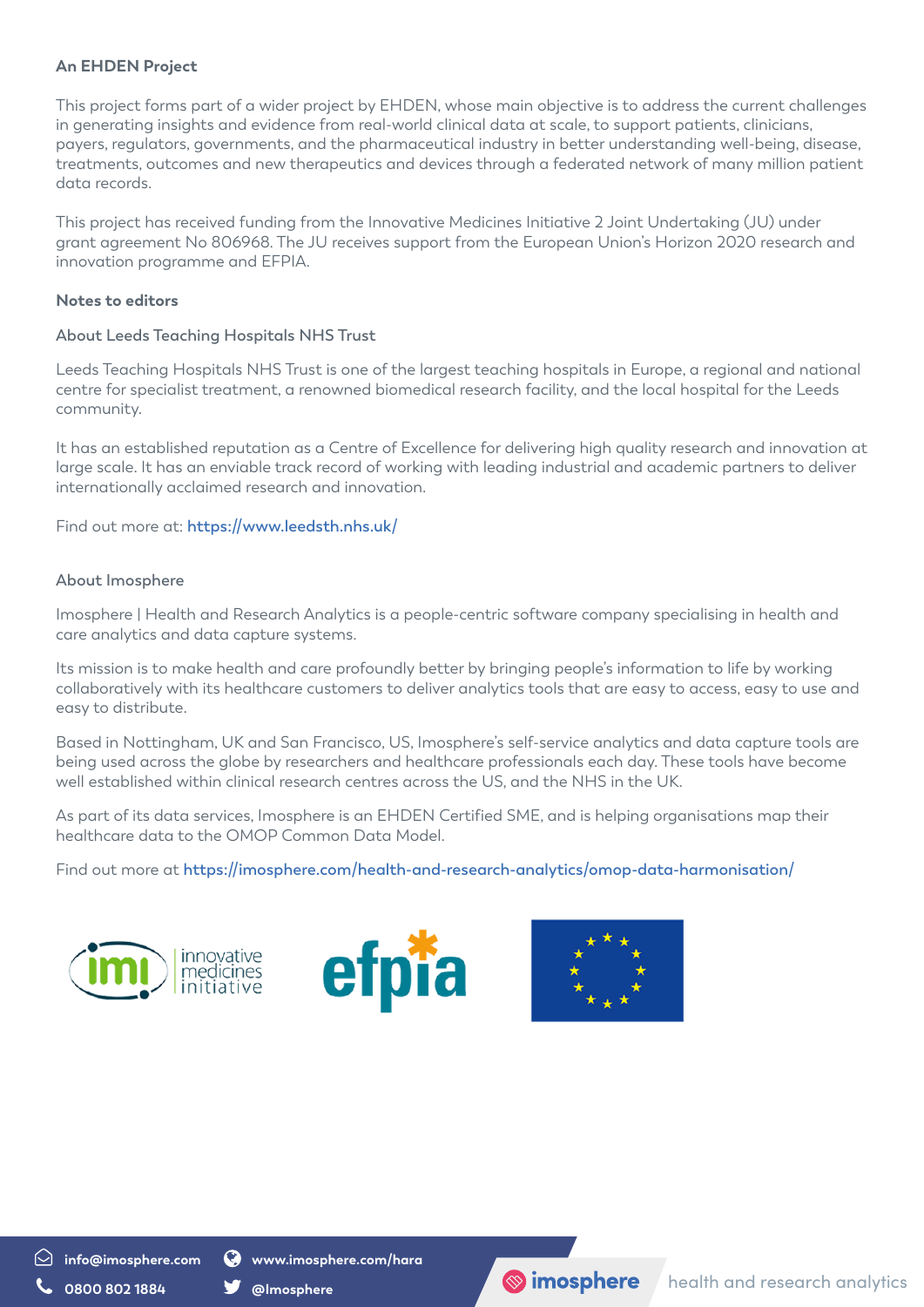**An EHDEN Project**

This project forms part of a wider project by EHDEN, whose main objective is to address the current challenges in generating insights and evidence from real-world clinical data at scale, to support patients, clinicians, payers, regulators, governments, and the pharmaceutical industry in better understanding well-being, disease, treatments, outcomes and new therapeutics and devices through a federated network of many million patient data records.

This project has received funding from the Innovative Medicines Initiative 2 Joint Undertaking (JU) under grant agreement No 806968. The JU receives support from the European Union's Horizon 2020 research and innovation programme and EFPIA.

**Notes to editors**

About Leeds Teaching Hospitals NHS Trust

Leeds Teaching Hospitals NHS Trust is one of the largest teaching hospitals in Europe, a regional and national centre for specialist treatment, a renowned biomedical research facility, and the local hospital for the Leeds community.

It has an established reputation as a Centre of Excellence for delivering high quality research and innovation at large scale. It has an enviable track record of working with leading industrial and academic partners to deliver internationally acclaimed research and innovation.

Find out more at: https://www.leedsth.nhs.uk/

About Imosphere

Imosphere | Health and Research Analytics is a people-centric software company specialising in health and care analytics and data capture systems.

Its mission is to make health and care profoundly better by bringing people's information to life by working collaboratively with its healthcare customers to deliver analytics tools that are easy to access, easy to use and easy to distribute.

Based in Nottingham, UK and San Francisco, US, Imosphere's self-service analytics and data capture tools are being used across the globe by researchers and healthcare professionals each day. These tools have become well established within clinical research centres across the US, and the NHS in the UK.

As part of its data services, Imosphere is an EHDEN Certified SME, and is helping organisations map their healthcare data to the OMOP Common Data Model.

Find out more at https://imosphere.com/health-and-research-analytics/omop-data-harmonisation/

info@imosphere.com | www.imosphere.com/hara
0800 802 1884 | @Imosphere

imosphere health and research analytics